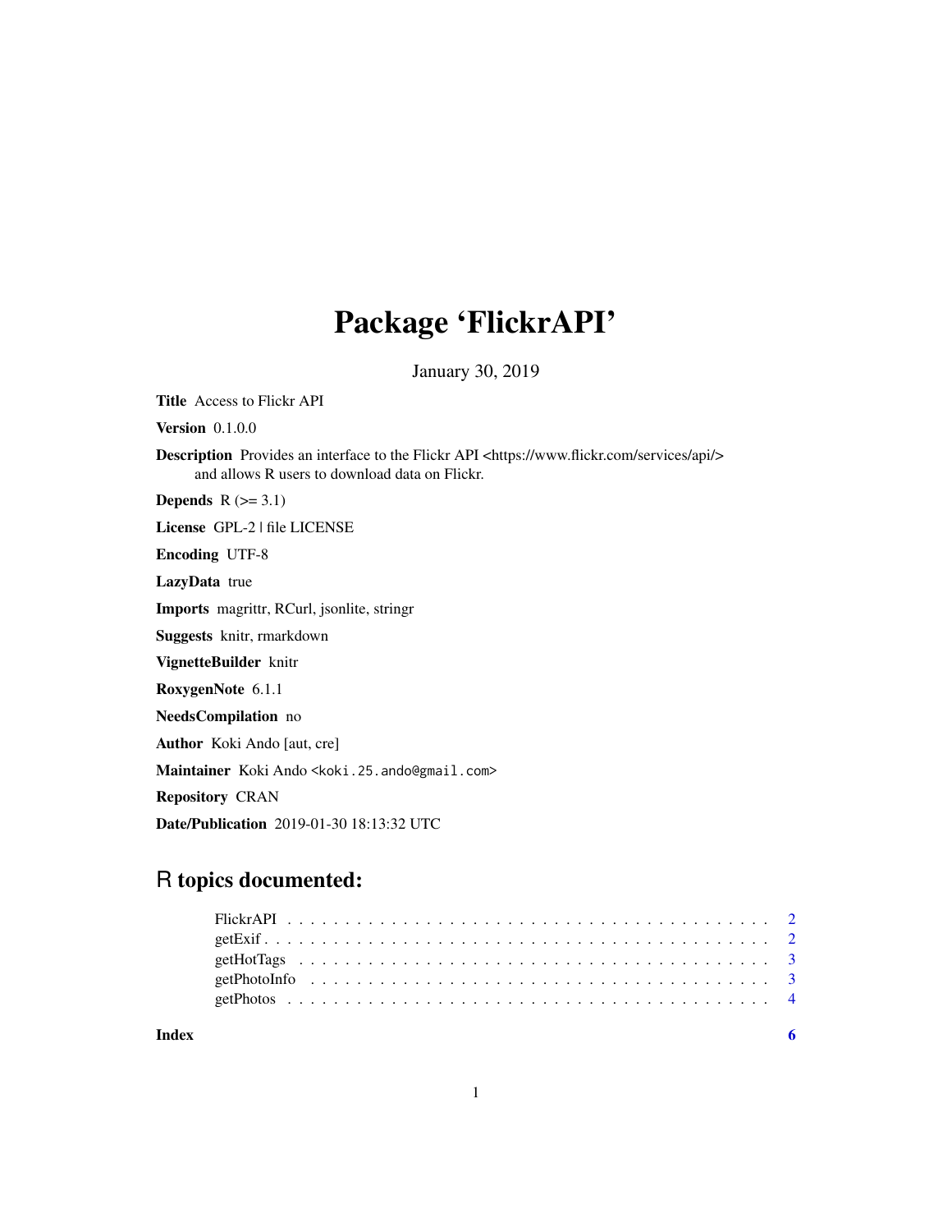# Package 'FlickrAPI'

January 30, 2019

**Title** Access to Flickr API

**Version** 0.1.0.0

**Description** Provides an interface to the Flickr API <https://www.flickr.com/services/api/> and allows R users to download data on Flickr.

**Depends** R (>= 3.1)

**License** GPL-2 | file LICENSE

**Encoding** UTF-8

**LazyData** true

**Imports** magrittr, RCurl, jsonlite, stringr

**Suggests** knitr, rmarkdown

**VignetteBuilder** knitr

**RoxygenNote** 6.1.1

**NeedsCompilation** no

**Author** Koki Ando [aut, cre]

**Maintainer** Koki Ando <koki.25.ando@gmail.com>

**Repository** CRAN

**Date/Publication** 2019-01-30 18:13:32 UTC

## R topics documented:

FlickrAPI . . . . . . . . . . . . . . . . . . . . . . . . . . . . . . . . . . . . . . . . . . 2
getExif . . . . . . . . . . . . . . . . . . . . . . . . . . . . . . . . . . . . . . . . . . . 2
getHotTags . . . . . . . . . . . . . . . . . . . . . . . . . . . . . . . . . . . . . . . . . 3
getPhotoInfo . . . . . . . . . . . . . . . . . . . . . . . . . . . . . . . . . . . . . . . . 3
getPhotos . . . . . . . . . . . . . . . . . . . . . . . . . . . . . . . . . . . . . . . . . . 4

**Index** 6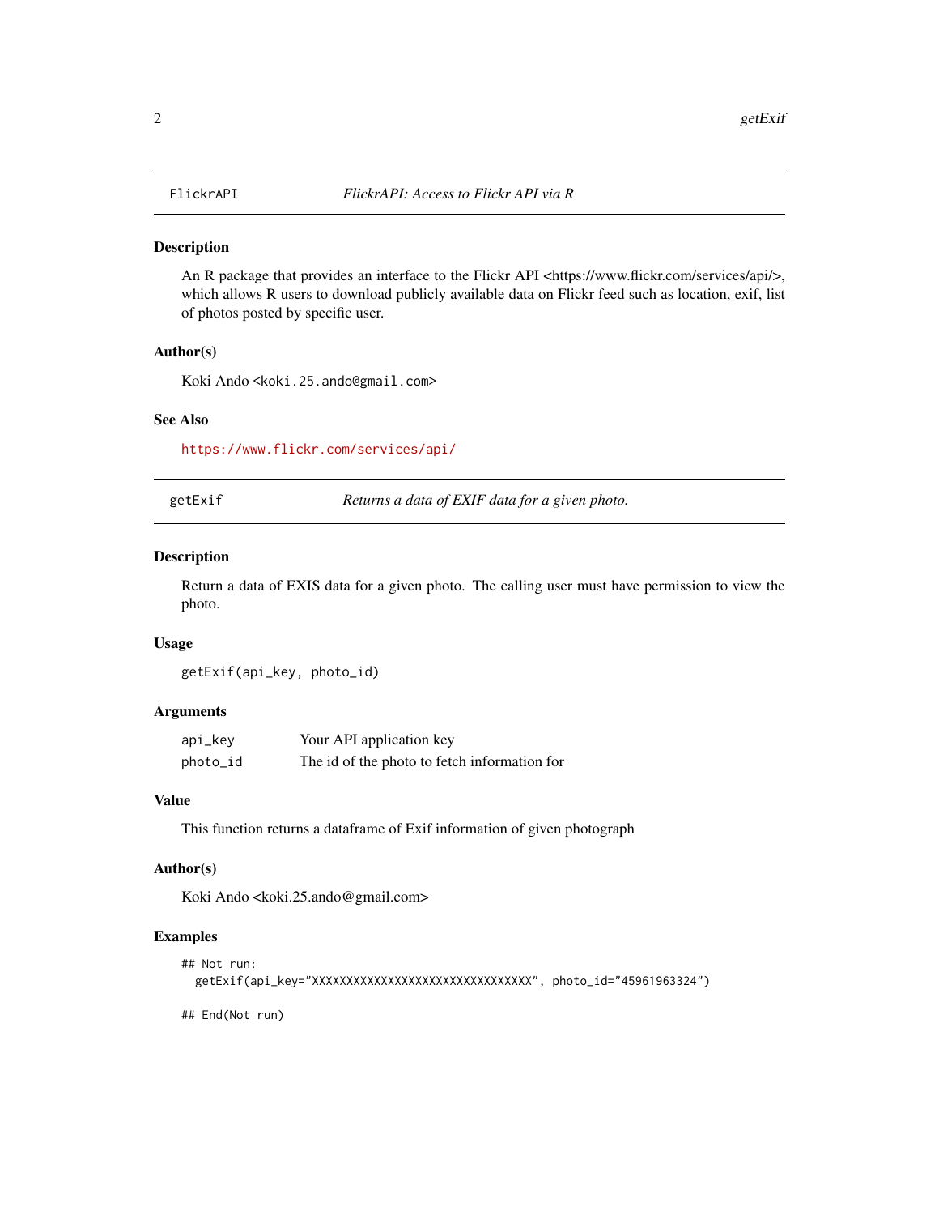## FlickrAPI — *FlickrAPI: Access to Flickr API via R*

### Description

An R package that provides an interface to the Flickr API <https://www.flickr.com/services/api/>, which allows R users to download publicly available data on Flickr feed such as location, exif, list of photos posted by specific user.

### Author(s)

Koki Ando <koki.25.ando@gmail.com>

### See Also

https://www.flickr.com/services/api/

## getExif — *Returns a data of EXIF data for a given photo.*

### Description

Return a data of EXIS data for a given photo. The calling user must have permission to view the photo.

### Usage

```
getExif(api_key, photo_id)
```

### Arguments

| | |
|---|---|
| api_key | Your API application key |
| photo_id | The id of the photo to fetch information for |

### Value

This function returns a dataframe of Exif information of given photograph

### Author(s)

Koki Ando <koki.25.ando@gmail.com>

### Examples

```
## Not run:
  getExif(api_key="XXXXXXXXXXXXXXXXXXXXXXXXXXXXXXXX", photo_id="45961963324")

## End(Not run)
```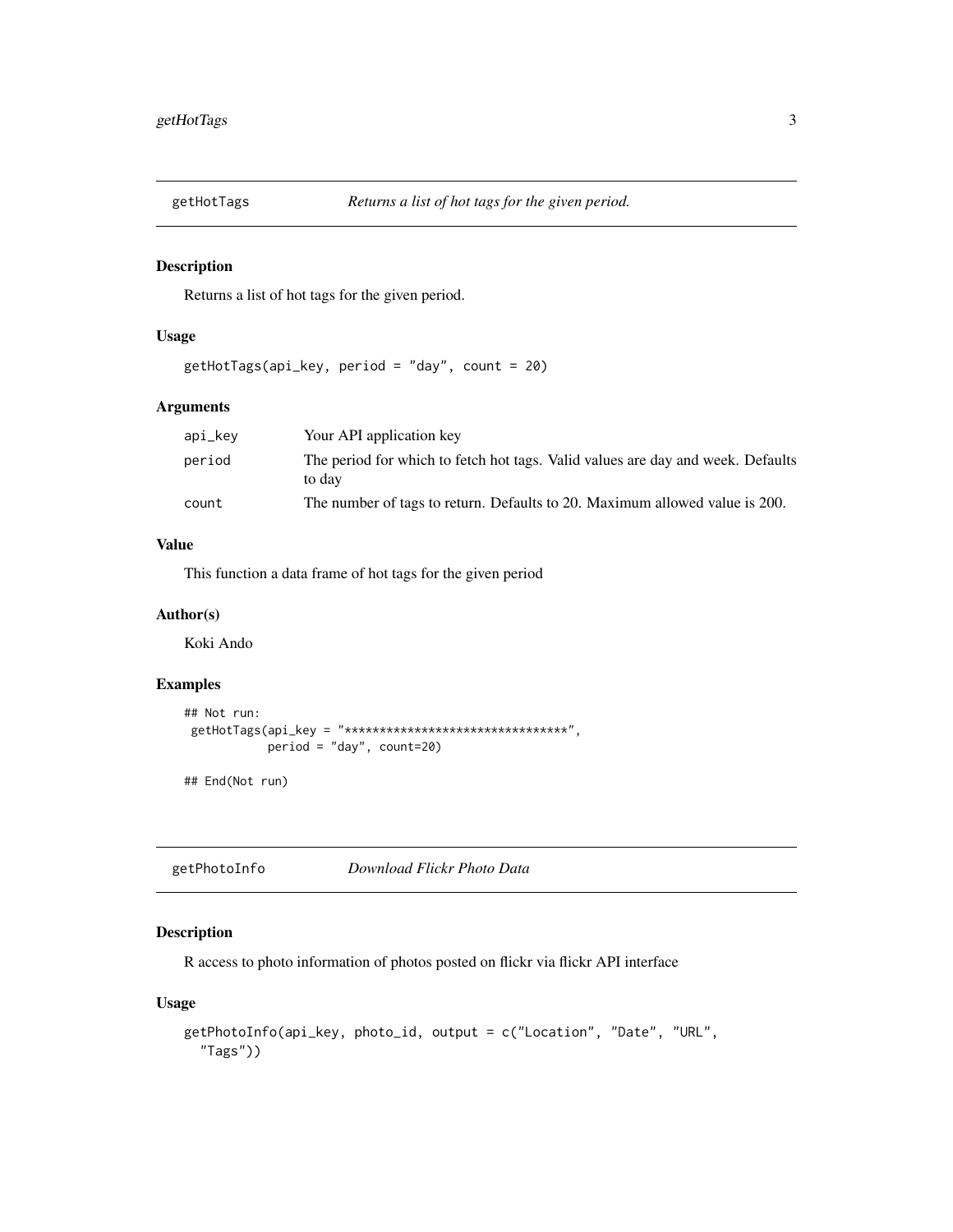## getHotTags *Returns a list of hot tags for the given period.*

### Description

Returns a list of hot tags for the given period.

### Usage

```
getHotTags(api_key, period = "day", count = 20)
```

### Arguments

| | |
|---|---|
| api_key | Your API application key |
| period | The period for which to fetch hot tags. Valid values are day and week. Defaults to day |
| count | The number of tags to return. Defaults to 20. Maximum allowed value is 200. |

### Value

This function a data frame of hot tags for the given period

### Author(s)

Koki Ando

### Examples

```
## Not run:
 getHotTags(api_key = "********************************",
            period = "day", count=20)

## End(Not run)
```

## getPhotoInfo *Download Flickr Photo Data*

### Description

R access to photo information of photos posted on flickr via flickr API interface

### Usage

```
getPhotoInfo(api_key, photo_id, output = c("Location", "Date", "URL",
  "Tags"))
```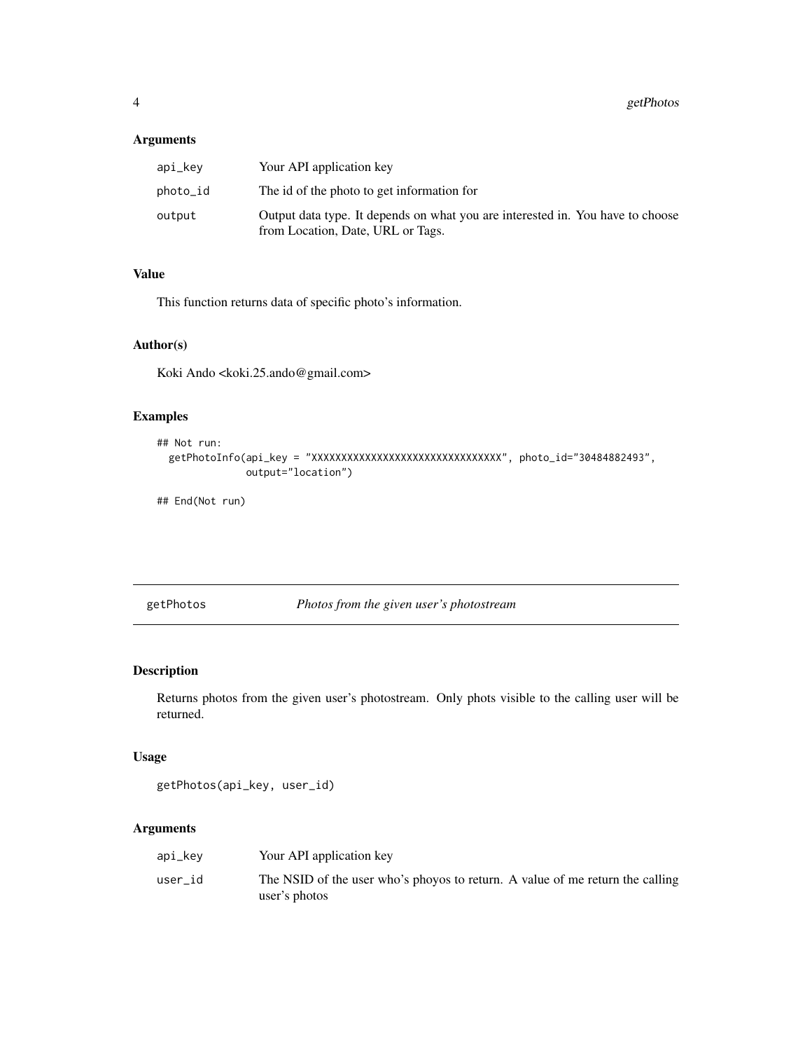### Arguments

| | |
|---|---|
| api_key | Your API application key |
| photo_id | The id of the photo to get information for |
| output | Output data type. It depends on what you are interested in. You have to choose from Location, Date, URL or Tags. |

### Value

This function returns data of specific photo's information.

### Author(s)

Koki Ando <koki.25.ando@gmail.com>

### Examples

```
## Not run:
  getPhotoInfo(api_key = "XXXXXXXXXXXXXXXXXXXXXXXXXXXXXXXX", photo_id="30484882493",
              output="location")

## End(Not run)
```

## getPhotos *Photos from the given user's photostream*

### Description

Returns photos from the given user's photostream. Only phots visible to the calling user will be returned.

### Usage

```
getPhotos(api_key, user_id)
```

### Arguments

| | |
|---|---|
| api_key | Your API application key |
| user_id | The NSID of the user who's phoyos to return. A value of me return the calling user's photos |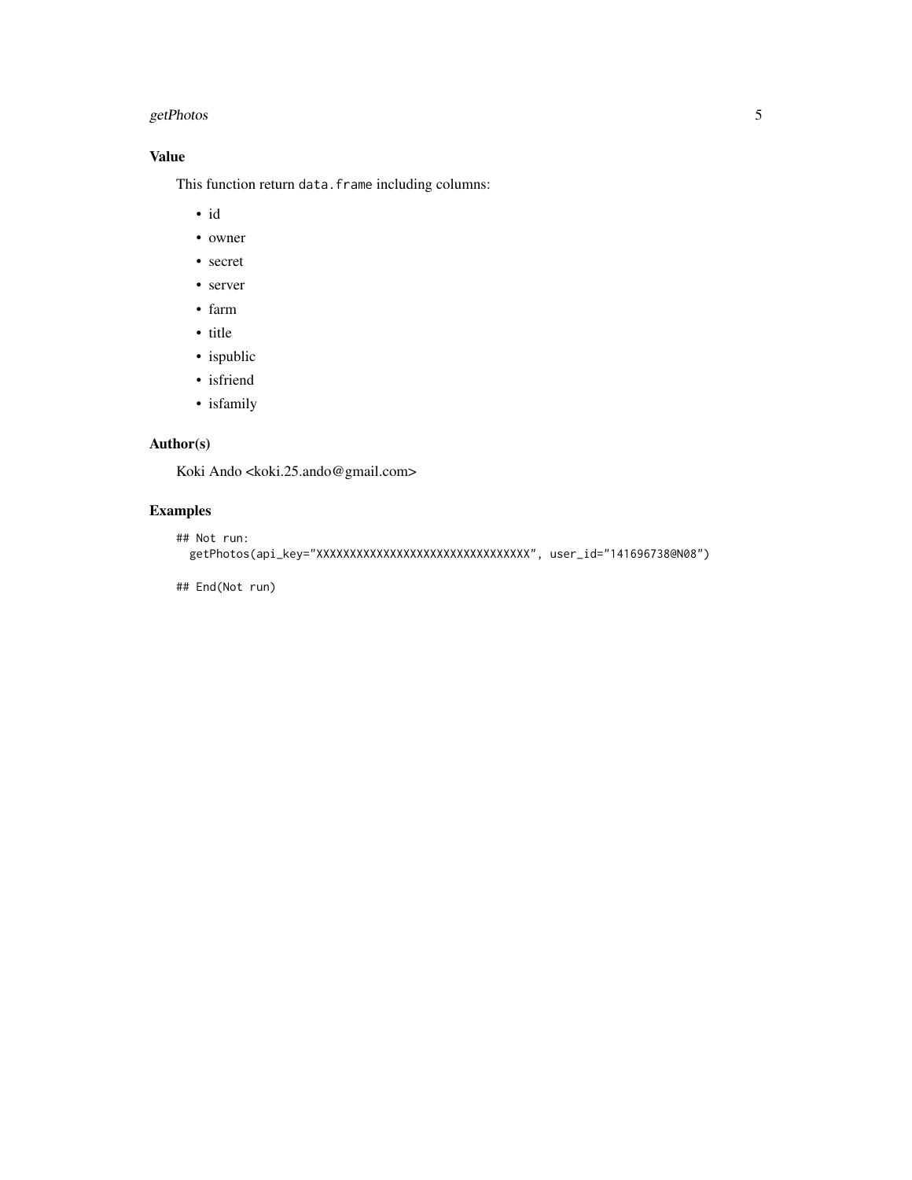### Value

This function return `data.frame` including columns:

- id
- owner
- secret
- server
- farm
- title
- ispublic
- isfriend
- isfamily

### Author(s)

Koki Ando <koki.25.ando@gmail.com>

### Examples

```
## Not run:
  getPhotos(api_key="XXXXXXXXXXXXXXXXXXXXXXXXXXXXXXXX", user_id="141696738@N08")

## End(Not run)
```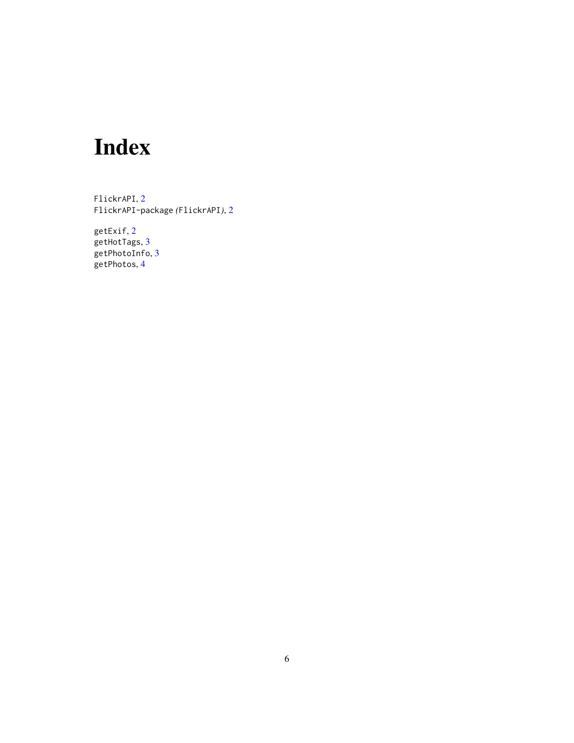# Index

FlickrAPI, 2
FlickrAPI-package *(*FlickrAPI*)*, 2

getExif, 2
getHotTags, 3
getPhotoInfo, 3
getPhotos, 4